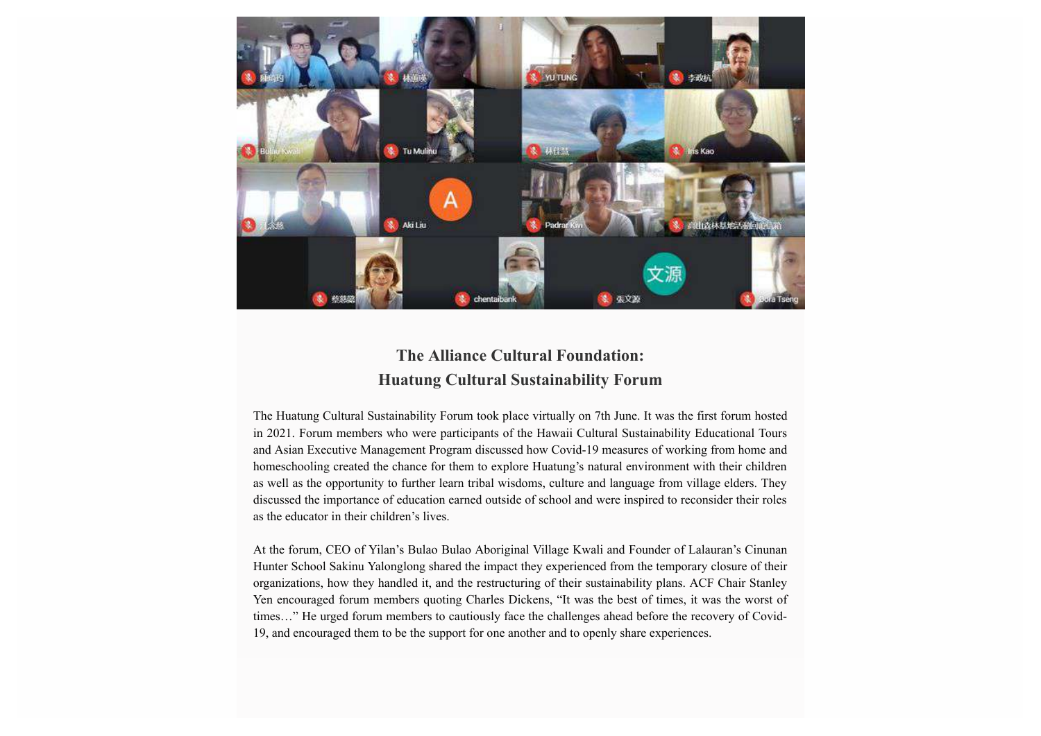## The Alliance Cultural Foundation:
## Huatung Cultural Sustainability Forum

The Huatung Cultural Sustainability Forum took place virtually on 7th June. It was the first forum hosted in 2021. Forum members who were participants of the Hawaii Cultural Sustainability Educational Tours and Asian Executive Management Program discussed how Covid-19 measures of working from home and homeschooling created the chance for them to explore Huatung's natural environment with their children as well as the opportunity to further learn tribal wisdoms, culture and language from village elders. They discussed the importance of education earned outside of school and were inspired to reconsider their roles as the educator in their children's lives.

At the forum, CEO of Yilan's Bulao Bulao Aboriginal Village Kwali and Founder of Lalauran's Cinunan Hunter School Sakinu Yalonglong shared the impact they experienced from the temporary closure of their organizations, how they handled it, and the restructuring of their sustainability plans. ACF Chair Stanley Yen encouraged forum members quoting Charles Dickens, "It was the best of times, it was the worst of times…" He urged forum members to cautiously face the challenges ahead before the recovery of Covid-19, and encouraged them to be the support for one another and to openly share experiences.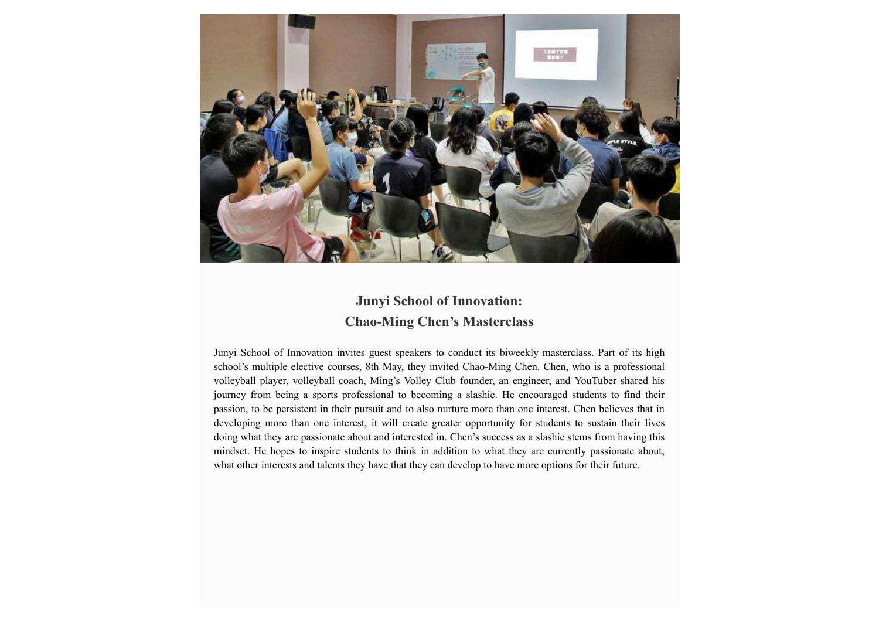## Junyi School of Innovation:
## Chao-Ming Chen's Masterclass

Junyi School of Innovation invites guest speakers to conduct its biweekly masterclass. Part of its high school's multiple elective courses, 8th May, they invited Chao-Ming Chen. Chen, who is a professional volleyball player, volleyball coach, Ming's Volley Club founder, an engineer, and YouTuber shared his journey from being a sports professional to becoming a slashie. He encouraged students to find their passion, to be persistent in their pursuit and to also nurture more than one interest. Chen believes that in developing more than one interest, it will create greater opportunity for students to sustain their lives doing what they are passionate about and interested in. Chen's success as a slashie stems from having this mindset. He hopes to inspire students to think in addition to what they are currently passionate about, what other interests and talents they have that they can develop to have more options for their future.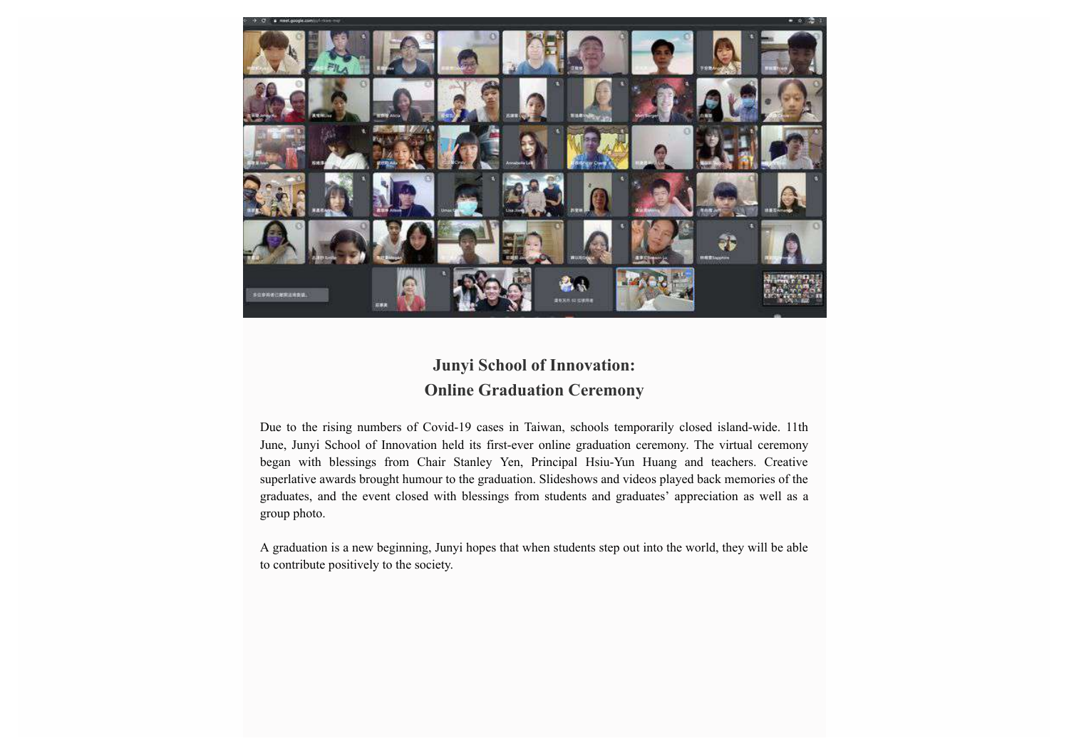## Junyi School of Innovation: Online Graduation Ceremony

Due to the rising numbers of Covid-19 cases in Taiwan, schools temporarily closed island-wide. 11th June, Junyi School of Innovation held its first-ever online graduation ceremony. The virtual ceremony began with blessings from Chair Stanley Yen, Principal Hsiu-Yun Huang and teachers. Creative superlative awards brought humour to the graduation. Slideshows and videos played back memories of the graduates, and the event closed with blessings from students and graduates' appreciation as well as a group photo.

A graduation is a new beginning, Junyi hopes that when students step out into the world, they will be able to contribute positively to the society.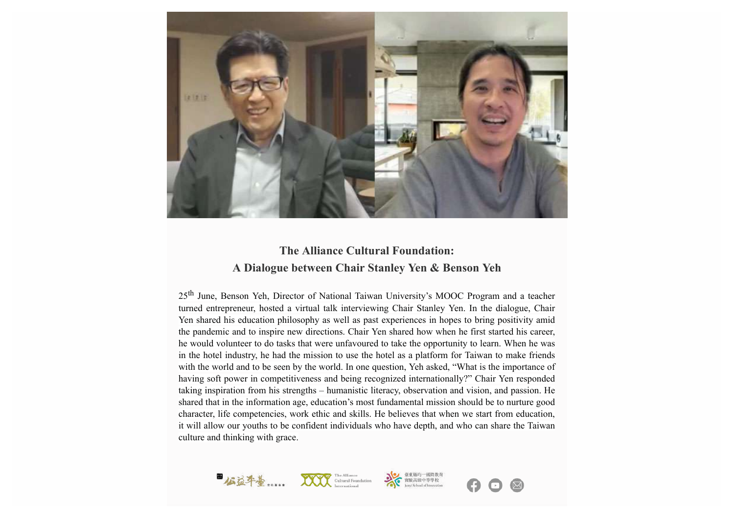## The Alliance Cultural Foundation:
## A Dialogue between Chair Stanley Yen & Benson Yeh

25th June, Benson Yeh, Director of National Taiwan University's MOOC Program and a teacher turned entrepreneur, hosted a virtual talk interviewing Chair Stanley Yen. In the dialogue, Chair Yen shared his education philosophy as well as past experiences in hopes to bring positivity amid the pandemic and to inspire new directions. Chair Yen shared how when he first started his career, he would volunteer to do tasks that were unfavoured to take the opportunity to learn. When he was in the hotel industry, he had the mission to use the hotel as a platform for Taiwan to make friends with the world and to be seen by the world. In one question, Yeh asked, "What is the importance of having soft power in competitiveness and being recognized internationally?" Chair Yen responded taking inspiration from his strengths – humanistic literacy, observation and vision, and passion. He shared that in the information age, education's most fundamental mission should be to nurture good character, life competencies, work ethic and skills. He believes that when we start from education, it will allow our youths to be confident individuals who have depth, and who can share the Taiwan culture and thinking with grace.